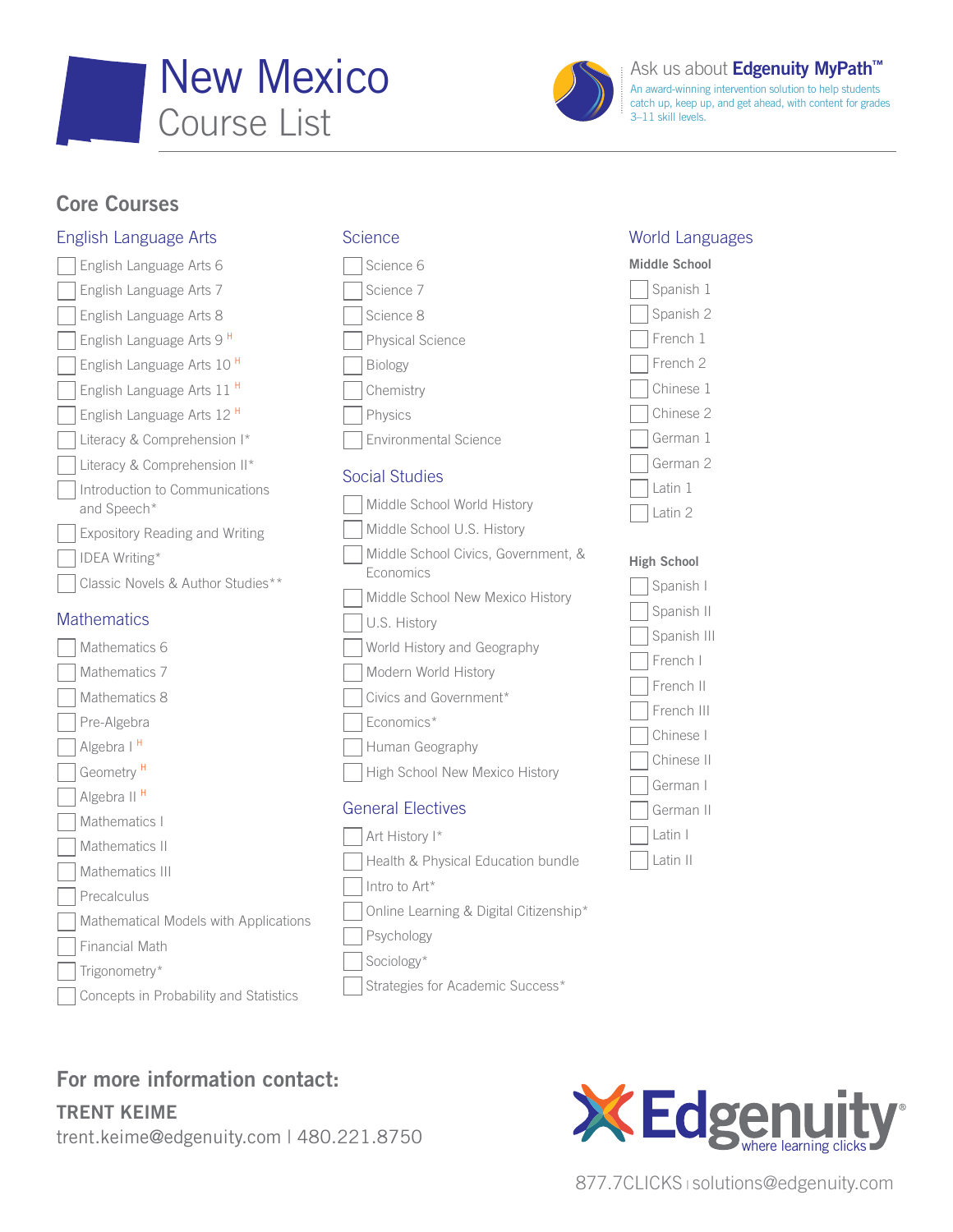# New Mexico Course List

Ask us about **Edgenuity MyPath™**

An award-winning intervention solution to help students catch up, keep up, and get ahead, with content for grades 3–11 skill levels.

## Core Courses

### English Language Arts

- English Language Arts 6
- English Language Arts 7
- English Language Arts 8
- English Language Arts 9 H
- English Language Arts 10 H
- English Language Arts 11 H
- English Language Arts 12 H
- Literacy & Comprehension I*
- Literacy & Comprehension II*
- Introduction to Communications and Speech*
- Expository Reading and Writing
- IDEA Writing*
- Classic Novels & Author Studies**

### Mathematics

- Mathematics 6
- Mathematics 7
- Mathematics 8
- Pre-Algebra
- Algebra I H
- Geometry H
- Algebra II H
- Mathematics I
- Mathematics II
- Mathematics III
- Precalculus
- Mathematical Models with Applications
- Financial Math
- Trigonometry*
- Concepts in Probability and Statistics

### Science

- Science 6
- Science 7
- Science 8
- Physical Science
- Biology
- Chemistry
- Physics
- Environmental Science

### Social Studies

- Middle School World History
- Middle School U.S. History
- Middle School Civics, Government, & Economics
- Middle School New Mexico History
- U.S. History
- World History and Geography
- Modern World History
- Civics and Government*
- Economics*
- Human Geography
- High School New Mexico History

### General Electives

- Art History I*
- Health & Physical Education bundle
- Intro to Art*
- Online Learning & Digital Citizenship*
- Psychology
- Sociology*
- Strategies for Academic Success*

### World Languages

**Middle School**

- Spanish 1
- Spanish 2
- French 1
- French 2
- Chinese 1
- Chinese 2
- German 1
- German 2
- Latin 1
- Latin 2

**High School**

- Spanish I
- Spanish II
- Spanish III
- French I
- French II
- French III
- Chinese I
- Chinese II
- German I
- German II
- Latin I
- Latin II

## For more information contact:

**TRENT KEIME**

trent.keime@edgenuity.com | 480.221.8750

Edgenuity — where learning clicks

877.7CLICKS | solutions@edgenuity.com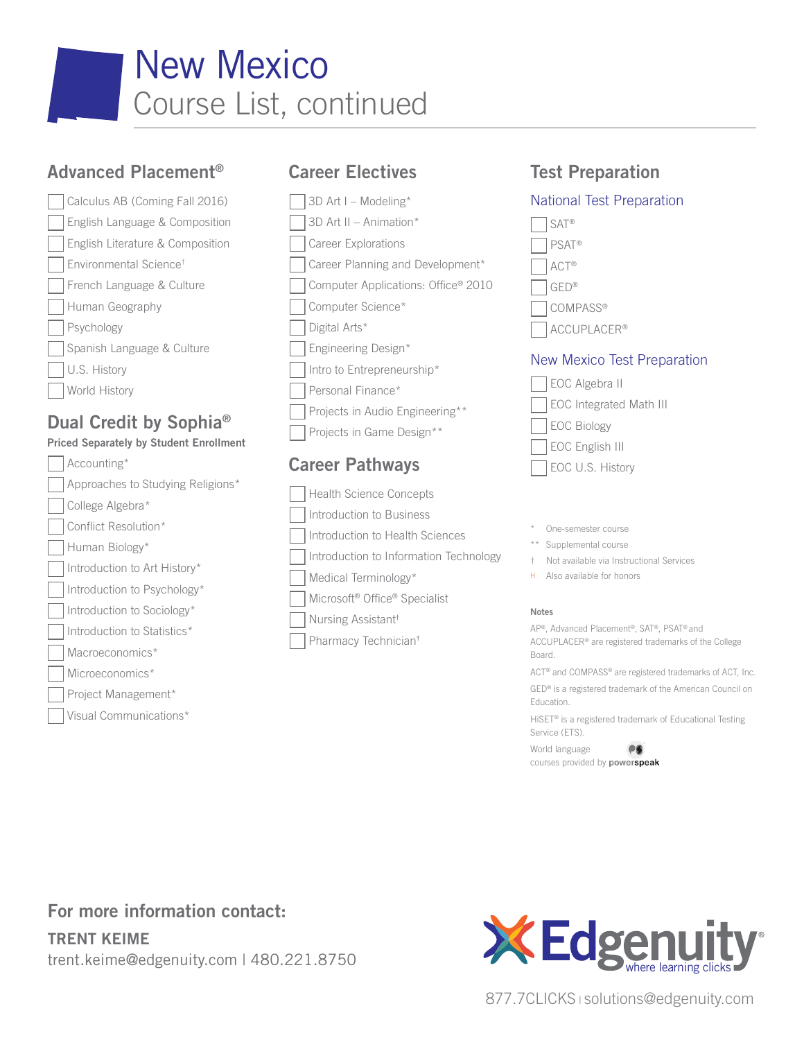# New Mexico
Course List, continued

## Advanced Placement®

- Calculus AB (Coming Fall 2016)
- English Language & Composition
- English Literature & Composition
- Environmental Science†
- French Language & Culture
- Human Geography
- Psychology
- Spanish Language & Culture
- U.S. History
- World History

## Dual Credit by Sophia®

**Priced Separately by Student Enrollment**

- Accounting*
- Approaches to Studying Religions*
- College Algebra*
- Conflict Resolution*
- Human Biology*
- Introduction to Art History*
- Introduction to Psychology*
- Introduction to Sociology*
- Introduction to Statistics*
- Macroeconomics*
- Microeconomics*
- Project Management*
- Visual Communications*

## Career Electives

- 3D Art I – Modeling*
- 3D Art II – Animation*
- Career Explorations
- Career Planning and Development*
- Computer Applications: Office® 2010
- Computer Science*
- Digital Arts*
- Engineering Design*
- Intro to Entrepreneurship*
- Personal Finance*
- Projects in Audio Engineering**
- Projects in Game Design**

## Career Pathways

- Health Science Concepts
- Introduction to Business
- Introduction to Health Sciences
- Introduction to Information Technology
- Medical Terminology*
- Microsoft® Office® Specialist
- Nursing Assistant†
- Pharmacy Technician†

## Test Preparation

### National Test Preparation

- SAT®
- PSAT®
- ACT®
- GED®
- COMPASS®
- ACCUPLACER®

### New Mexico Test Preparation

- EOC Algebra II
- EOC Integrated Math III
- EOC Biology
- EOC English III
- EOC U.S. History

\* One-semester course
** Supplemental course
† Not available via Instructional Services
H Also available for honors

**Notes**

AP®, Advanced Placement®, SAT®, PSAT® and ACCUPLACER® are registered trademarks of the College Board.

ACT® and COMPASS® are registered trademarks of ACT, Inc.

GED® is a registered trademark of the American Council on Education.

HiSET® is a registered trademark of Educational Testing Service (ETS).

World language courses provided by **powerspeak**

## For more information contact:

**TRENT KEIME**
trent.keime@edgenuity.com | 480.221.8750

Edgenuity® where learning clicks

877.7CLICKS | solutions@edgenuity.com